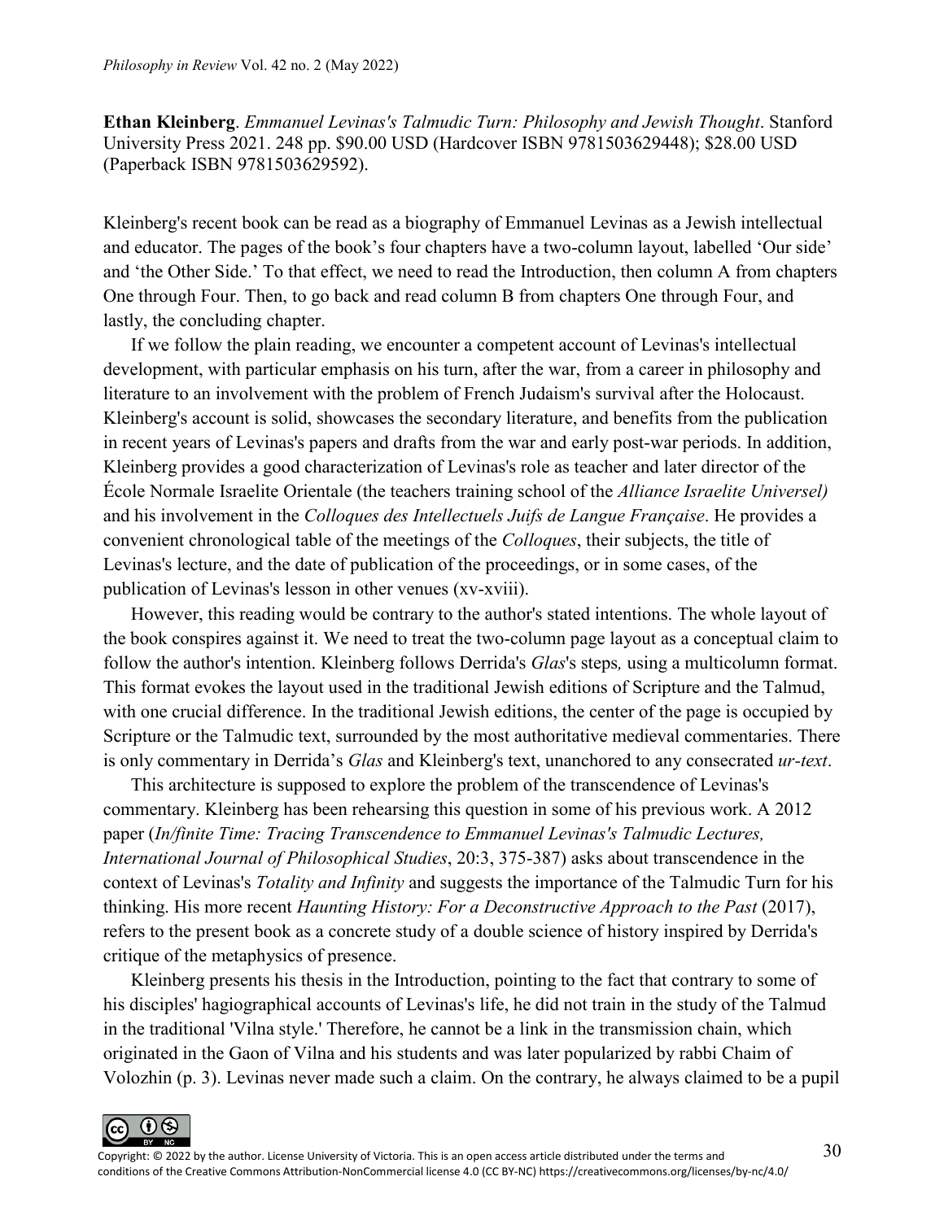**Ethan Kleinberg**. *Emmanuel Levinas's Talmudic Turn: Philosophy and Jewish Thought*. Stanford University Press 2021. 248 pp. $90.00 USD (Hardcover ISBN 9781503629448); $28.00 USD (Paperback ISBN 9781503629592).

Kleinberg's recent book can be read as a biography of Emmanuel Levinas as a Jewish intellectual and educator. The pages of the book's four chapters have a two-column layout, labelled 'Our side' and 'the Other Side.' To that effect, we need to read the Introduction, then column A from chapters One through Four. Then, to go back and read column B from chapters One through Four, and lastly, the concluding chapter.

If we follow the plain reading, we encounter a competent account of Levinas's intellectual development, with particular emphasis on his turn, after the war, from a career in philosophy and literature to an involvement with the problem of French Judaism's survival after the Holocaust. Kleinberg's account is solid, showcases the secondary literature, and benefits from the publication in recent years of Levinas's papers and drafts from the war and early post-war periods. In addition, Kleinberg provides a good characterization of Levinas's role as teacher and later director of the École Normale Israelite Orientale (the teachers training school of the *Alliance Israelite Universel)* and his involvement in the *Colloques des Intellectuels Juifs de Langue Française*. He provides a convenient chronological table of the meetings of the *Colloques*, their subjects, the title of Levinas's lecture, and the date of publication of the proceedings, or in some cases, of the publication of Levinas's lesson in other venues (xv-xviii).

However, this reading would be contrary to the author's stated intentions. The whole layout of the book conspires against it. We need to treat the two-column page layout as a conceptual claim to follow the author's intention. Kleinberg follows Derrida's *Glas*'s steps*,* using a multicolumn format. This format evokes the layout used in the traditional Jewish editions of Scripture and the Talmud, with one crucial difference. In the traditional Jewish editions, the center of the page is occupied by Scripture or the Talmudic text, surrounded by the most authoritative medieval commentaries. There is only commentary in Derrida's *Glas* and Kleinberg's text, unanchored to any consecrated *ur-text*.

This architecture is supposed to explore the problem of the transcendence of Levinas's commentary. Kleinberg has been rehearsing this question in some of his previous work. A 2012 paper (*In/finite Time: Tracing Transcendence to Emmanuel Levinas's Talmudic Lectures, International Journal of Philosophical Studies*, 20:3, 375-387) asks about transcendence in the context of Levinas's *Totality and Infinity* and suggests the importance of the Talmudic Turn for his thinking. His more recent *Haunting History: For a Deconstructive Approach to the Past* (2017), refers to the present book as a concrete study of a double science of history inspired by Derrida's critique of the metaphysics of presence.

Kleinberg presents his thesis in the Introduction, pointing to the fact that contrary to some of his disciples' hagiographical accounts of Levinas's life, he did not train in the study of the Talmud in the traditional 'Vilna style.' Therefore, he cannot be a link in the transmission chain, which originated in the Gaon of Vilna and his students and was later popularized by rabbi Chaim of Volozhin (p. 3). Levinas never made such a claim. On the contrary, he always claimed to be a pupil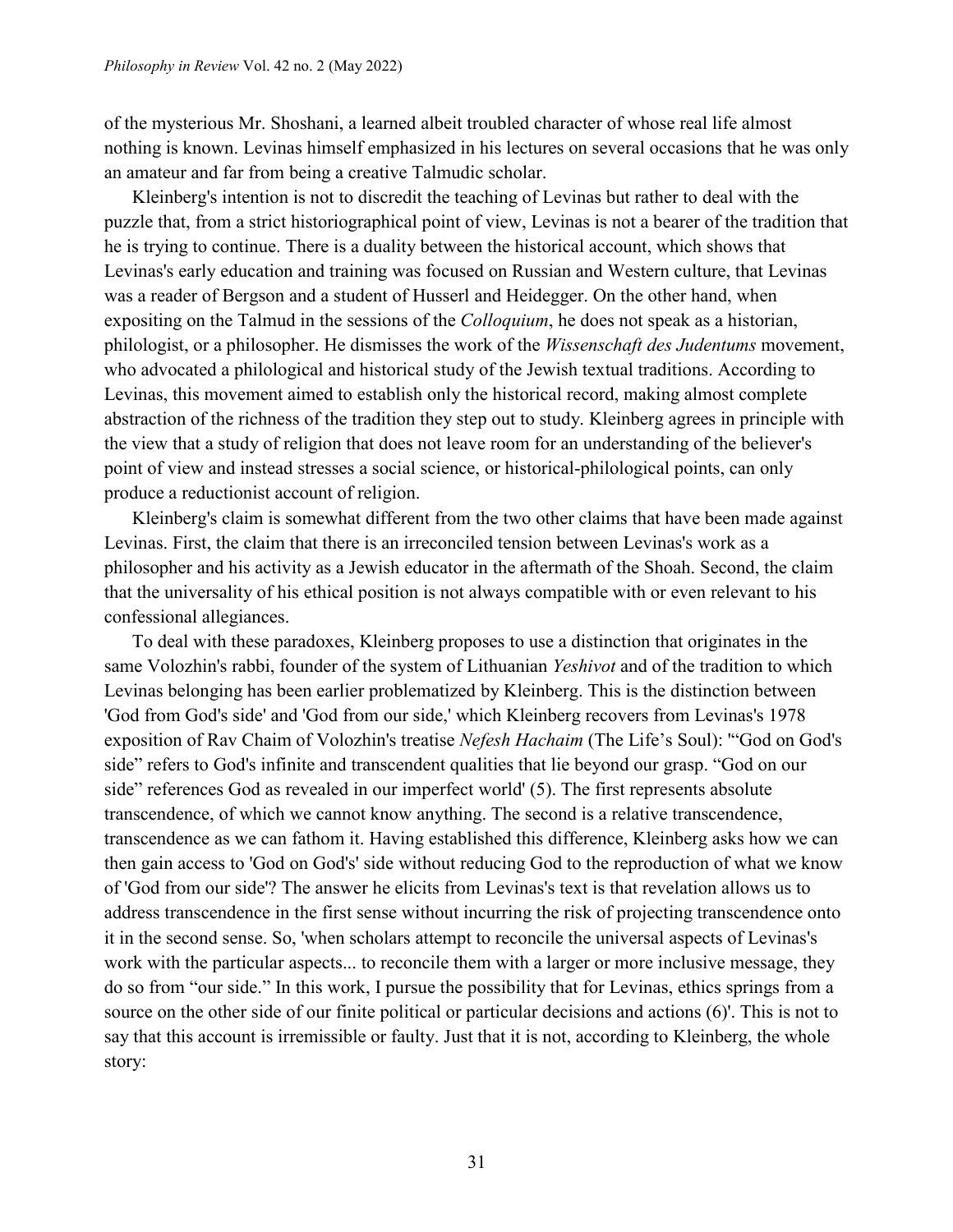of the mysterious Mr. Shoshani, a learned albeit troubled character of whose real life almost nothing is known. Levinas himself emphasized in his lectures on several occasions that he was only an amateur and far from being a creative Talmudic scholar.

Kleinberg's intention is not to discredit the teaching of Levinas but rather to deal with the puzzle that, from a strict historiographical point of view, Levinas is not a bearer of the tradition that he is trying to continue. There is a duality between the historical account, which shows that Levinas's early education and training was focused on Russian and Western culture, that Levinas was a reader of Bergson and a student of Husserl and Heidegger. On the other hand, when expositing on the Talmud in the sessions of the *Colloquium*, he does not speak as a historian, philologist, or a philosopher. He dismisses the work of the *Wissenschaft des Judentums* movement, who advocated a philological and historical study of the Jewish textual traditions. According to Levinas, this movement aimed to establish only the historical record, making almost complete abstraction of the richness of the tradition they step out to study. Kleinberg agrees in principle with the view that a study of religion that does not leave room for an understanding of the believer's point of view and instead stresses a social science, or historical-philological points, can only produce a reductionist account of religion.

Kleinberg's claim is somewhat different from the two other claims that have been made against Levinas. First, the claim that there is an irreconciled tension between Levinas's work as a philosopher and his activity as a Jewish educator in the aftermath of the Shoah. Second, the claim that the universality of his ethical position is not always compatible with or even relevant to his confessional allegiances.

To deal with these paradoxes, Kleinberg proposes to use a distinction that originates in the same Volozhin's rabbi, founder of the system of Lithuanian *Yeshivot* and of the tradition to which Levinas belonging has been earlier problematized by Kleinberg. This is the distinction between 'God from God's side' and 'God from our side,' which Kleinberg recovers from Levinas's 1978 exposition of Rav Chaim of Volozhin's treatise *Nefesh Hachaim* (The Life's Soul): '"God on God's side" refers to God's infinite and transcendent qualities that lie beyond our grasp. "God on our side" references God as revealed in our imperfect world' (5). The first represents absolute transcendence, of which we cannot know anything. The second is a relative transcendence, transcendence as we can fathom it. Having established this difference, Kleinberg asks how we can then gain access to 'God on God's' side without reducing God to the reproduction of what we know of 'God from our side'? The answer he elicits from Levinas's text is that revelation allows us to address transcendence in the first sense without incurring the risk of projecting transcendence onto it in the second sense. So, 'when scholars attempt to reconcile the universal aspects of Levinas's work with the particular aspects... to reconcile them with a larger or more inclusive message, they do so from "our side." In this work, I pursue the possibility that for Levinas, ethics springs from a source on the other side of our finite political or particular decisions and actions (6)'. This is not to say that this account is irremissible or faulty. Just that it is not, according to Kleinberg, the whole story: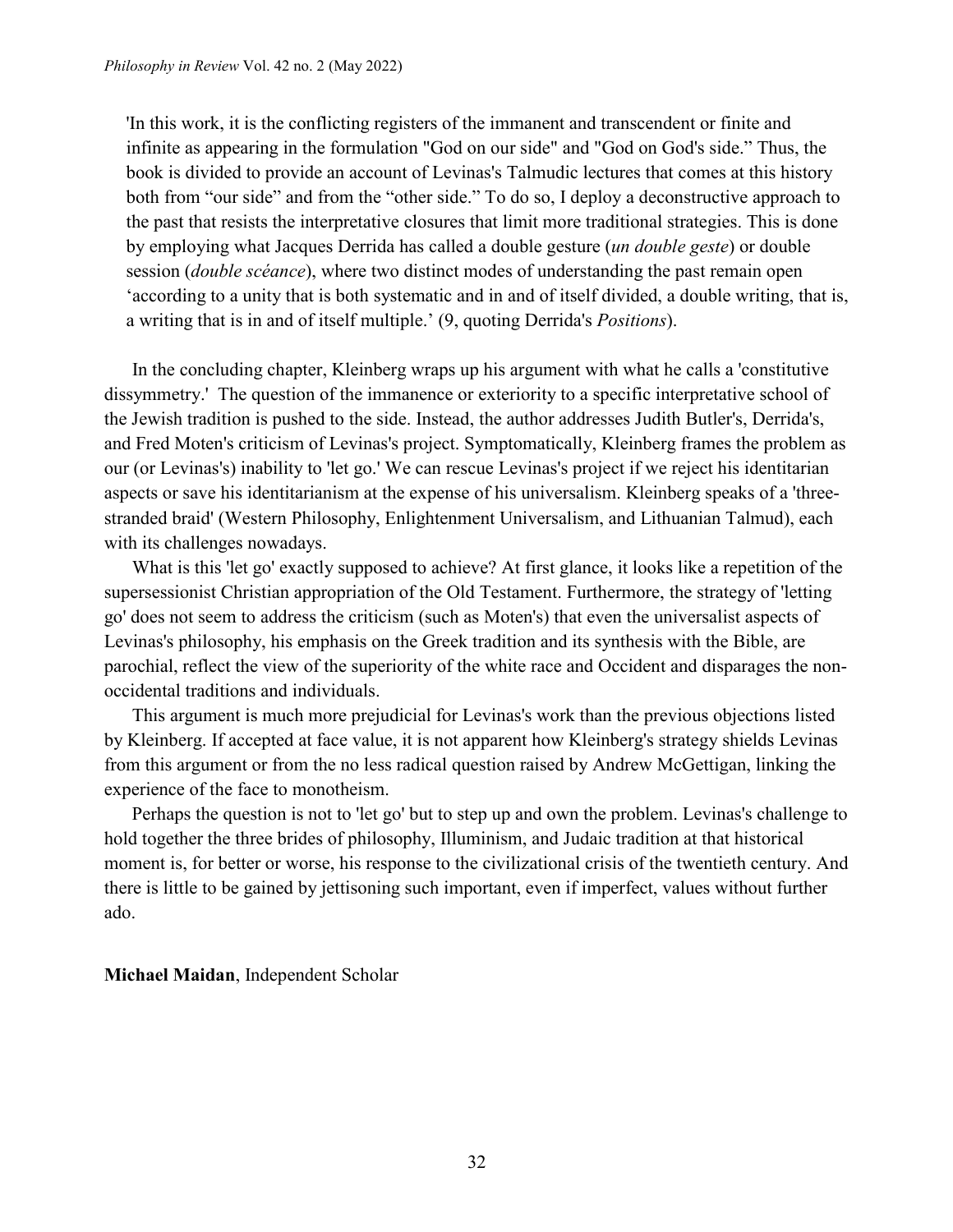'In this work, it is the conflicting registers of the immanent and transcendent or finite and infinite as appearing in the formulation "God on our side" and "God on God's side." Thus, the book is divided to provide an account of Levinas's Talmudic lectures that comes at this history both from "our side" and from the "other side." To do so, I deploy a deconstructive approach to the past that resists the interpretative closures that limit more traditional strategies. This is done by employing what Jacques Derrida has called a double gesture (*un double geste*) or double session (*double scéance*), where two distinct modes of understanding the past remain open 'according to a unity that is both systematic and in and of itself divided, a double writing, that is, a writing that is in and of itself multiple.' (9, quoting Derrida's *Positions*).

In the concluding chapter, Kleinberg wraps up his argument with what he calls a 'constitutive dissymmetry.' The question of the immanence or exteriority to a specific interpretative school of the Jewish tradition is pushed to the side. Instead, the author addresses Judith Butler's, Derrida's, and Fred Moten's criticism of Levinas's project. Symptomatically, Kleinberg frames the problem as our (or Levinas's) inability to 'let go.' We can rescue Levinas's project if we reject his identitarian aspects or save his identitarianism at the expense of his universalism. Kleinberg speaks of a 'three-stranded braid' (Western Philosophy, Enlightenment Universalism, and Lithuanian Talmud), each with its challenges nowadays.

What is this 'let go' exactly supposed to achieve? At first glance, it looks like a repetition of the supersessionist Christian appropriation of the Old Testament. Furthermore, the strategy of 'letting go' does not seem to address the criticism (such as Moten's) that even the universalist aspects of Levinas's philosophy, his emphasis on the Greek tradition and its synthesis with the Bible, are parochial, reflect the view of the superiority of the white race and Occident and disparages the non-occidental traditions and individuals.

This argument is much more prejudicial for Levinas's work than the previous objections listed by Kleinberg. If accepted at face value, it is not apparent how Kleinberg's strategy shields Levinas from this argument or from the no less radical question raised by Andrew McGettigan, linking the experience of the face to monotheism.

Perhaps the question is not to 'let go' but to step up and own the problem. Levinas's challenge to hold together the three brides of philosophy, Illuminism, and Judaic tradition at that historical moment is, for better or worse, his response to the civilizational crisis of the twentieth century. And there is little to be gained by jettisoning such important, even if imperfect, values without further ado.

**Michael Maidan**, Independent Scholar